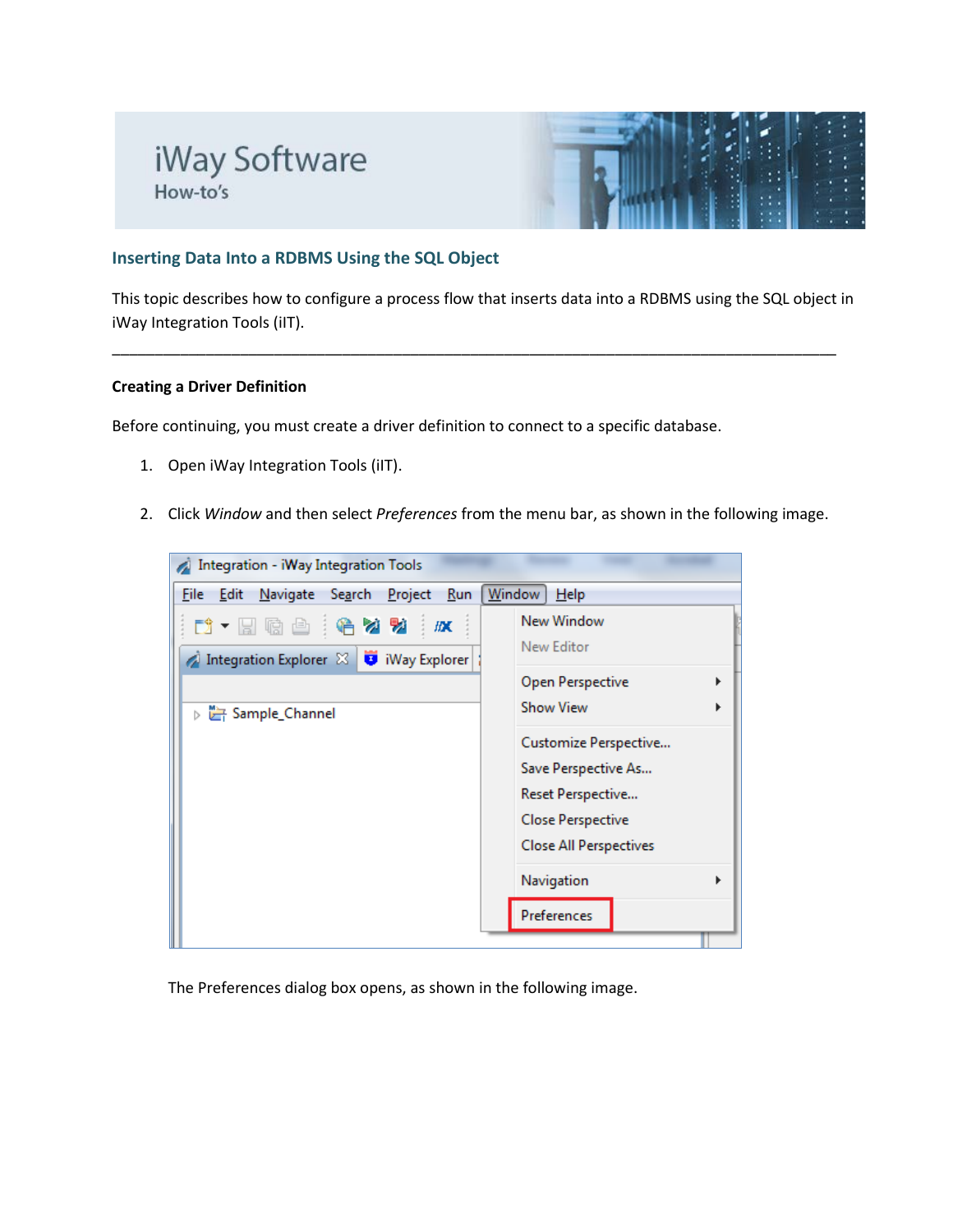iWay Software

How-to's

## Inserting Data Into a RDBMS Using the SQL Object

This topic describes how to configure a process flow that inserts data into a RDBMS using the SQL object in iWay Integration Tools (iIT).

---

### Creating a Driver Definition

Before continuing, you must create a driver definition to connect to a specific database.

1. Open iWay Integration Tools (iIT).

2. Click *Window* and then select *Preferences* from the menu bar, as shown in the following image.

   The Preferences dialog box opens, as shown in the following image.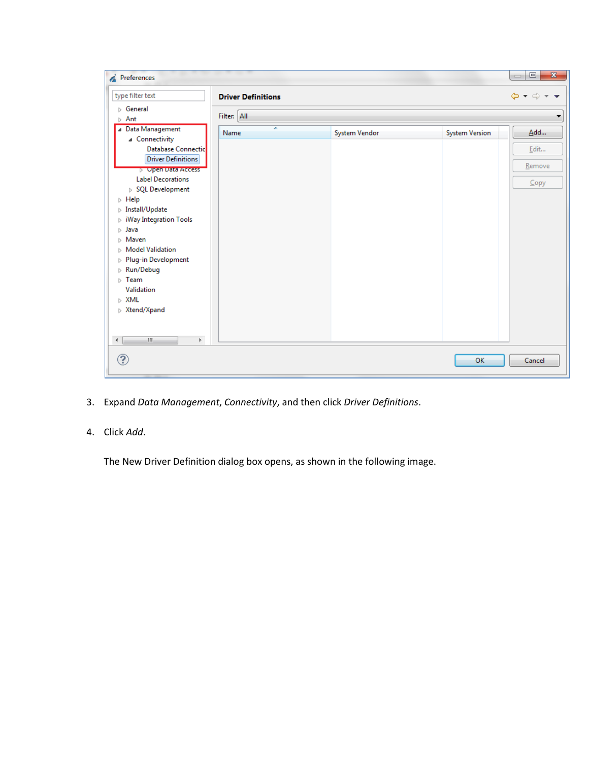3. Expand *Data Management*, *Connectivity*, and then click *Driver Definitions*.

4. Click *Add*.

   The New Driver Definition dialog box opens, as shown in the following image.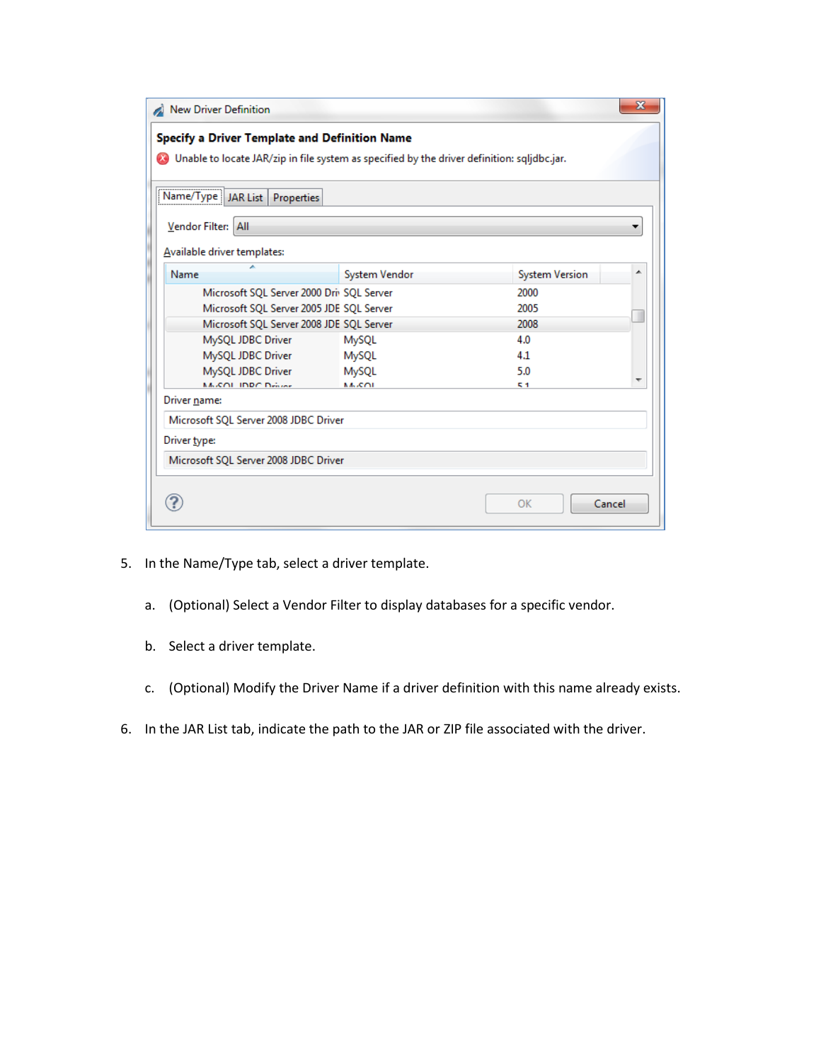5. In the Name/Type tab, select a driver template.

   a. (Optional) Select a Vendor Filter to display databases for a specific vendor.

   b. Select a driver template.

   c. (Optional) Modify the Driver Name if a driver definition with this name already exists.

6. In the JAR List tab, indicate the path to the JAR or ZIP file associated with the driver.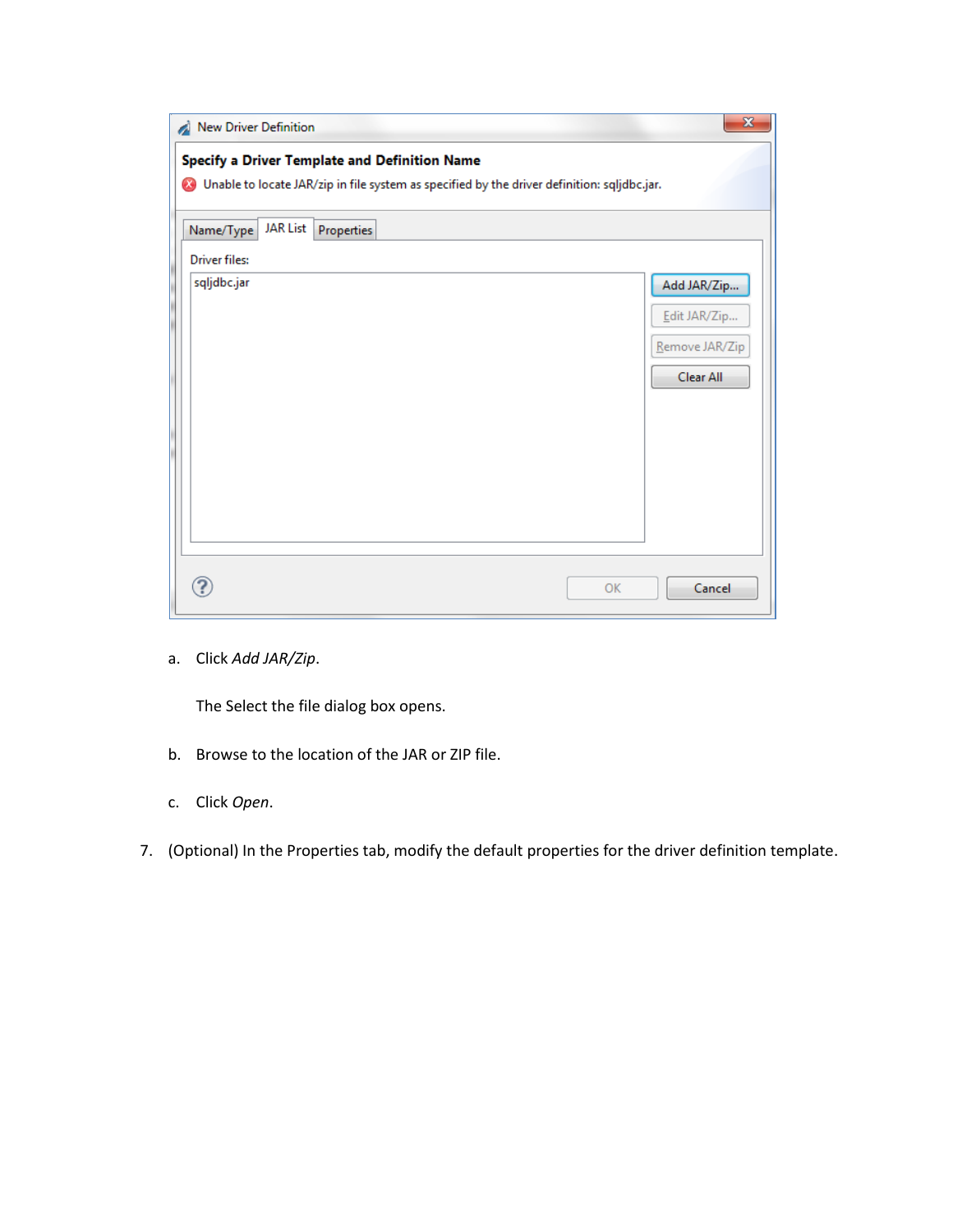a. Click *Add JAR/Zip*.

   The Select the file dialog box opens.

b. Browse to the location of the JAR or ZIP file.

c. Click *Open*.

7. (Optional) In the Properties tab, modify the default properties for the driver definition template.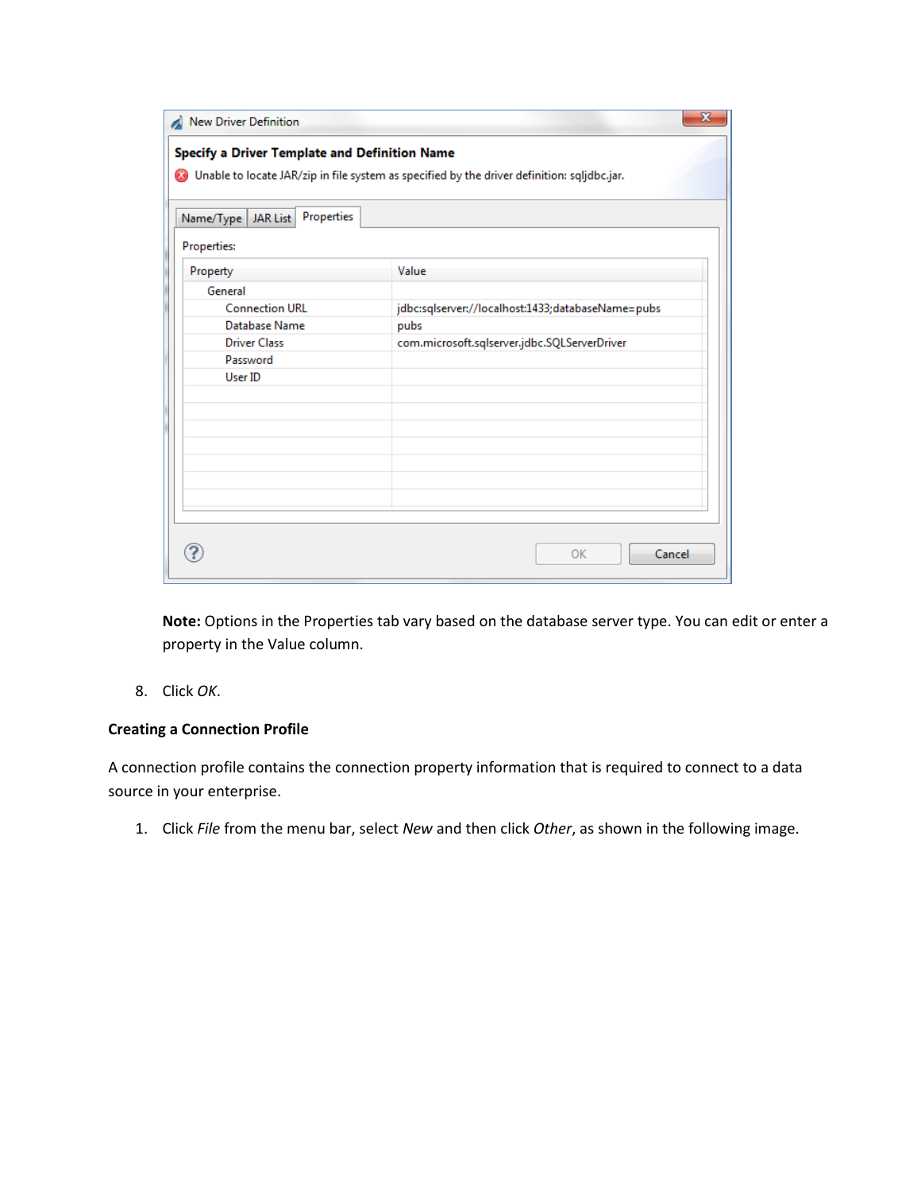**Note:** Options in the Properties tab vary based on the database server type. You can edit or enter a property in the Value column.

8. Click *OK*.

**Creating a Connection Profile**

A connection profile contains the connection property information that is required to connect to a data source in your enterprise.

1. Click *File* from the menu bar, select *New* and then click *Other*, as shown in the following image.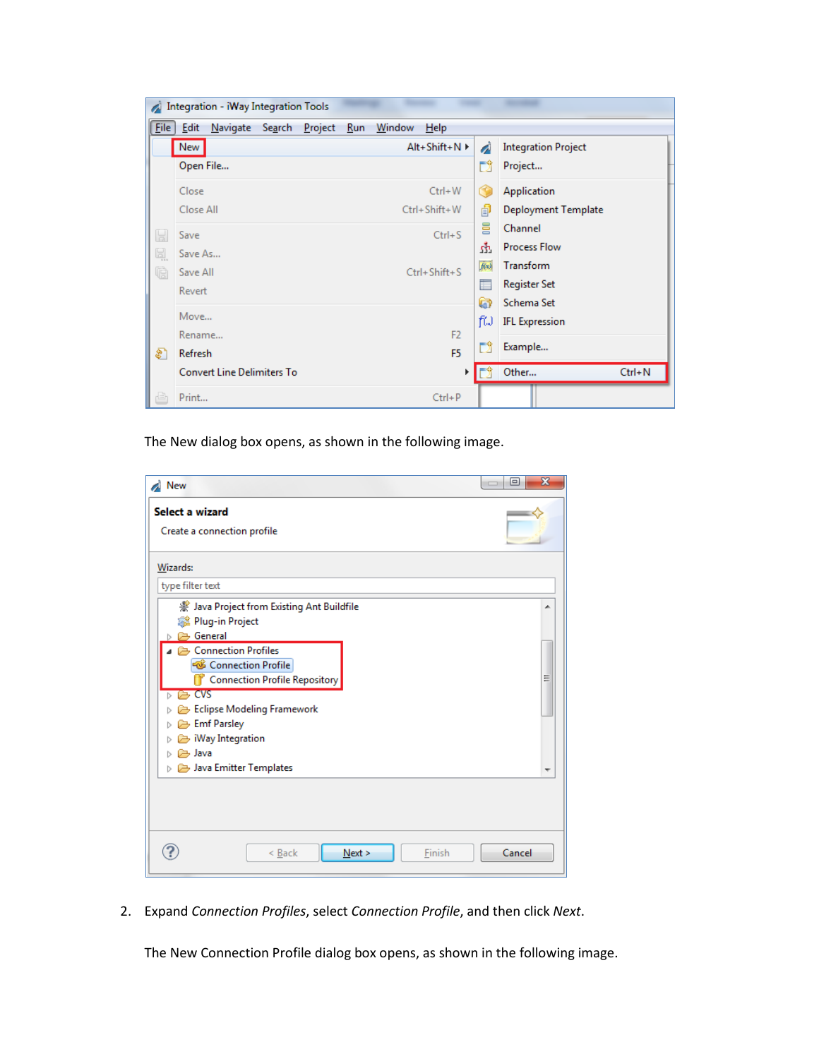The New dialog box opens, as shown in the following image.

2. Expand *Connection Profiles*, select *Connection Profile*, and then click *Next*.

   The New Connection Profile dialog box opens, as shown in the following image.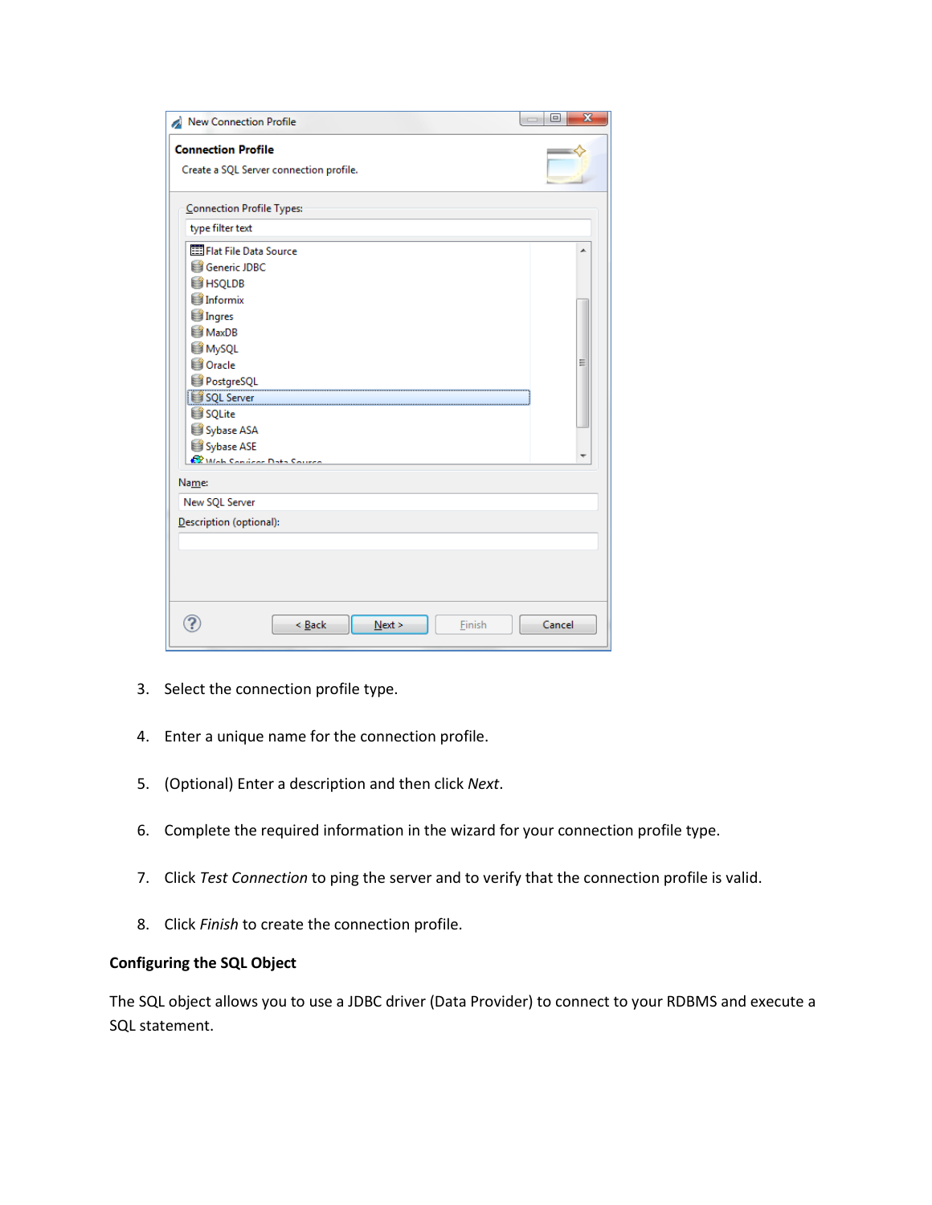3. Select the connection profile type.

4. Enter a unique name for the connection profile.

5. (Optional) Enter a description and then click *Next*.

6. Complete the required information in the wizard for your connection profile type.

7. Click *Test Connection* to ping the server and to verify that the connection profile is valid.

8. Click *Finish* to create the connection profile.

**Configuring the SQL Object**

The SQL object allows you to use a JDBC driver (Data Provider) to connect to your RDBMS and execute a SQL statement.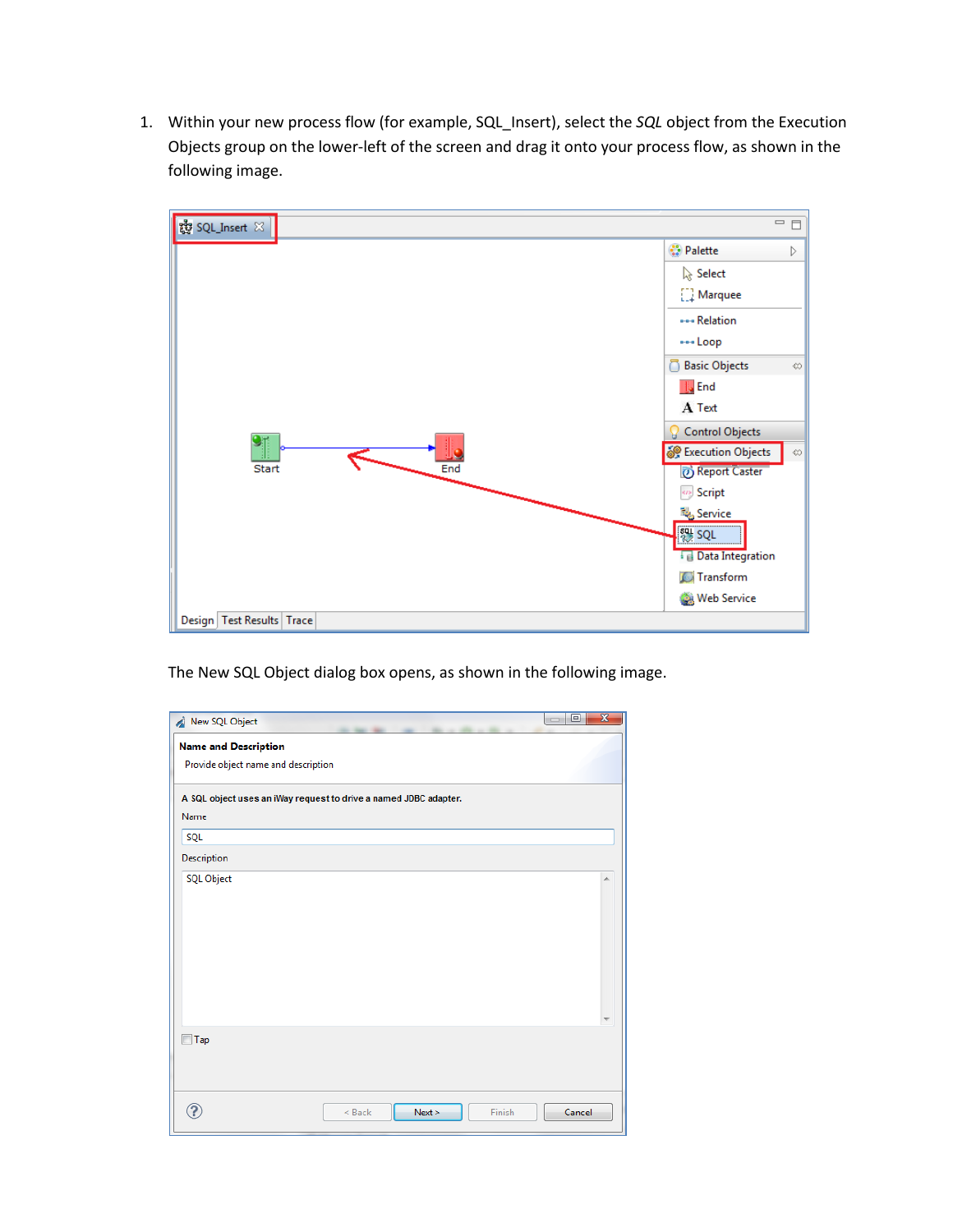1. Within your new process flow (for example, SQL_Insert), select the *SQL* object from the Execution Objects group on the lower-left of the screen and drag it onto your process flow, as shown in the following image.

   The New SQL Object dialog box opens, as shown in the following image.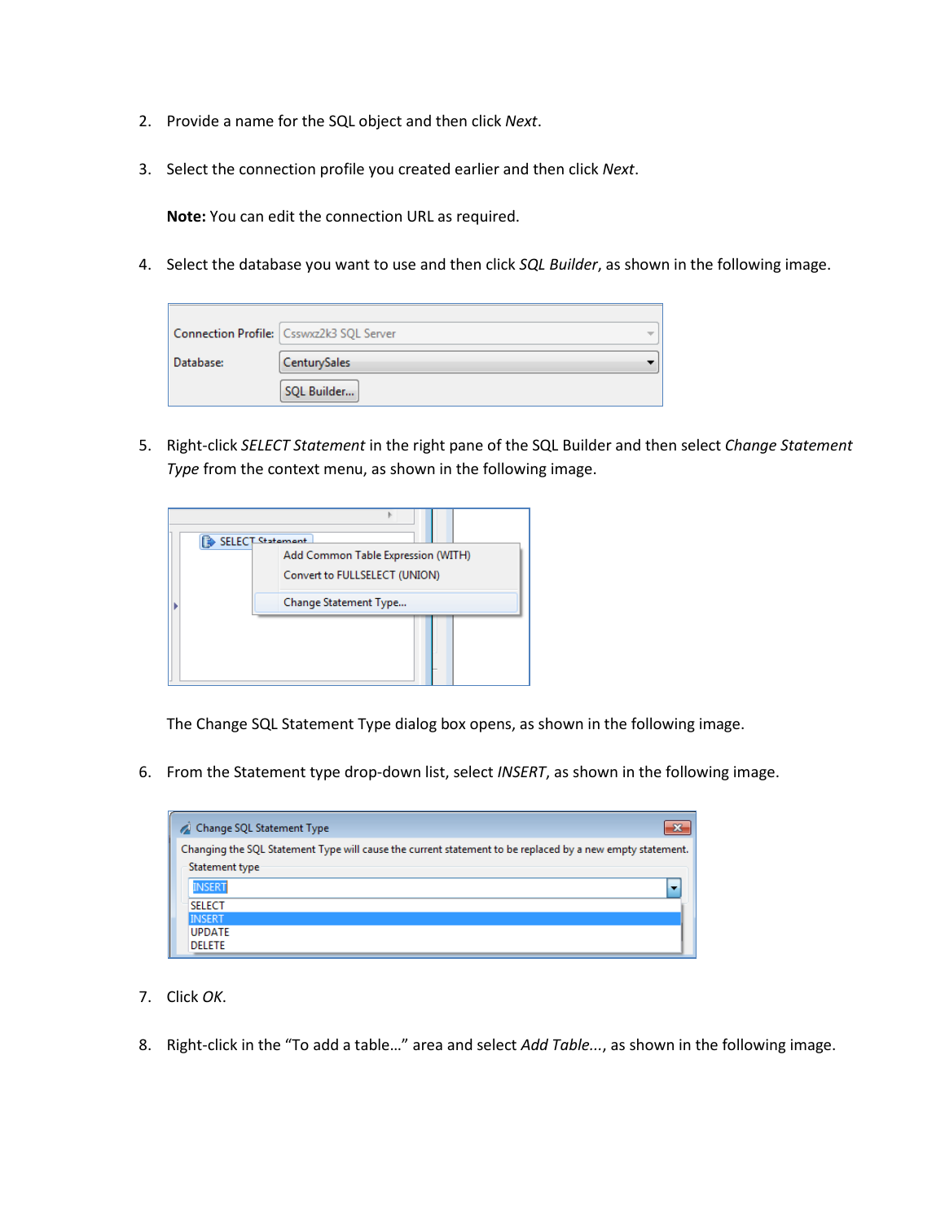2. Provide a name for the SQL object and then click *Next*.

3. Select the connection profile you created earlier and then click *Next*.

   **Note:** You can edit the connection URL as required.

4. Select the database you want to use and then click *SQL Builder*, as shown in the following image.

5. Right-click *SELECT Statement* in the right pane of the SQL Builder and then select *Change Statement Type* from the context menu, as shown in the following image.

   The Change SQL Statement Type dialog box opens, as shown in the following image.

6. From the Statement type drop-down list, select *INSERT*, as shown in the following image.

7. Click *OK*.

8. Right-click in the "To add a table…" area and select *Add Table...*, as shown in the following image.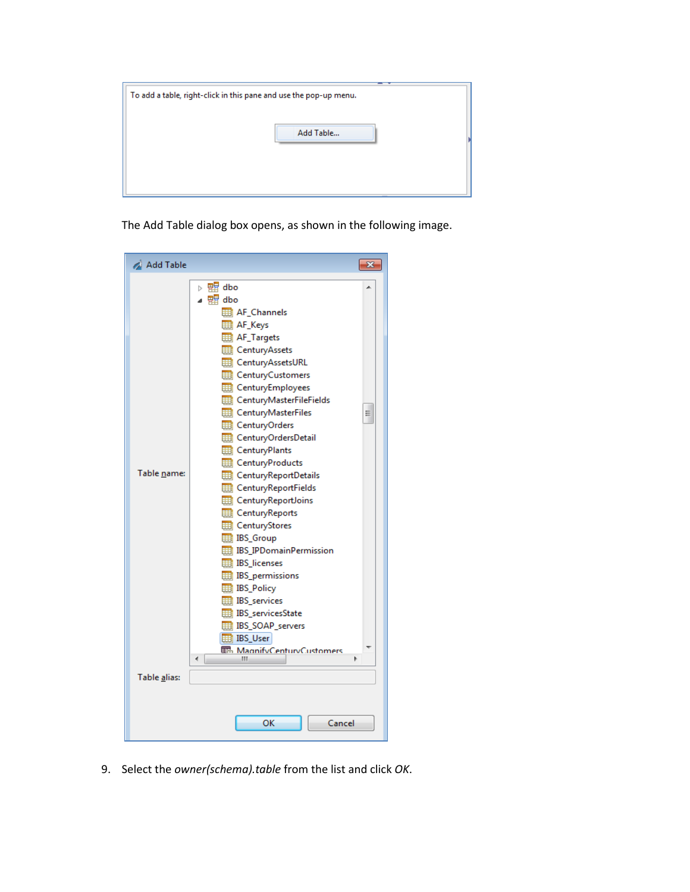The Add Table dialog box opens, as shown in the following image.

9. Select the *owner(schema).table* from the list and click *OK*.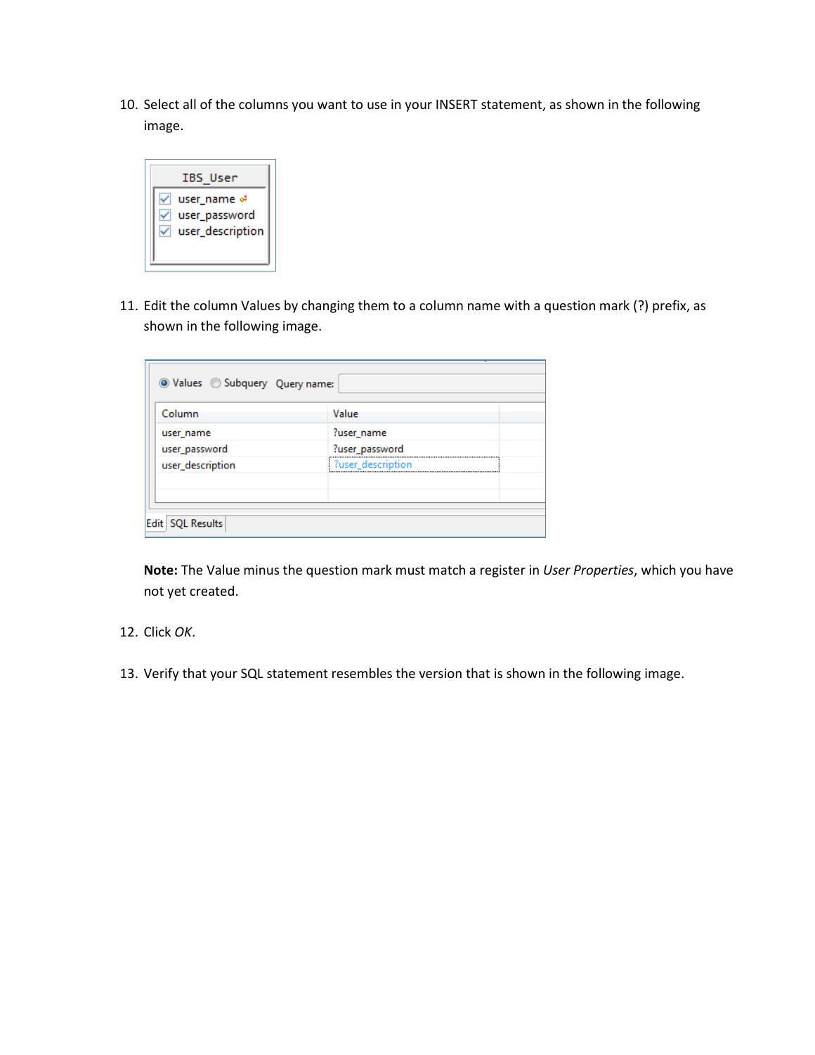10. Select all of the columns you want to use in your INSERT statement, as shown in the following image.

11. Edit the column Values by changing them to a column name with a question mark (?) prefix, as shown in the following image.

    **Note:** The Value minus the question mark must match a register in *User Properties*, which you have not yet created.

12. Click *OK*.

13. Verify that your SQL statement resembles the version that is shown in the following image.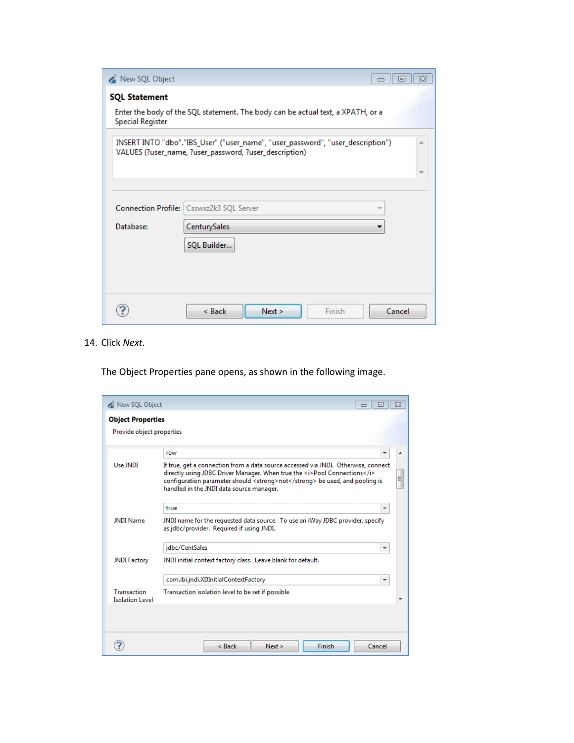14. Click *Next*.

    The Object Properties pane opens, as shown in the following image.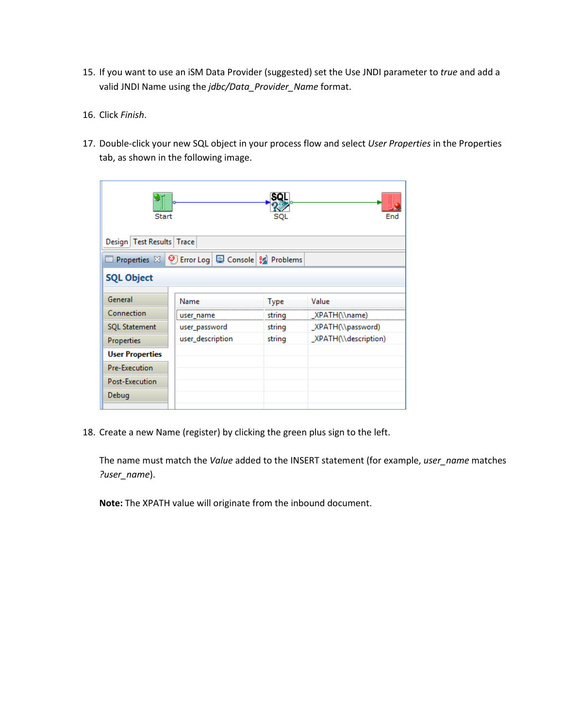15. If you want to use an iSM Data Provider (suggested) set the Use JNDI parameter to *true* and add a valid JNDI Name using the *jdbc/Data_Provider_Name* format.

16. Click *Finish*.

17. Double-click your new SQL object in your process flow and select *User Properties* in the Properties tab, as shown in the following image.

18. Create a new Name (register) by clicking the green plus sign to the left.

    The name must match the *Value* added to the INSERT statement (for example, *user_name* matches *?user_name*).

    **Note:** The XPATH value will originate from the inbound document.